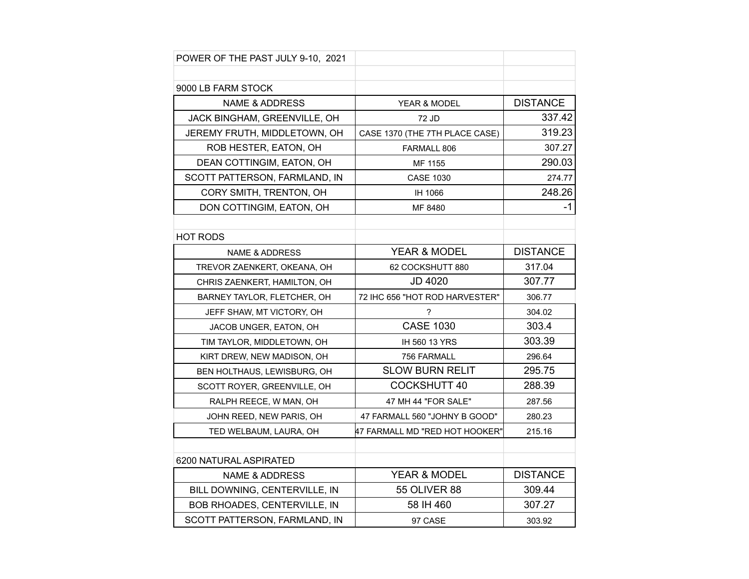POWER OF THE PAST JULY 9-10, 2021

9000 LB FARM STOCK

| NAME & ADDRESS | YEAR & MODEL | DISTANCE |
| --- | --- | --- |
| JACK BINGHAM, GREENVILLE, OH | 72 JD | 337.42 |
| JEREMY FRUTH, MIDDLETOWN, OH | CASE 1370 (THE 7TH PLACE CASE) | 319.23 |
| ROB HESTER, EATON, OH | FARMALL 806 | 307.27 |
| DEAN COTTINGIM, EATON, OH | MF 1155 | 290.03 |
| SCOTT PATTERSON, FARMLAND, IN | CASE 1030 | 274.77 |
| CORY SMITH, TRENTON, OH | IH 1066 | 248.26 |
| DON COTTINGIM, EATON, OH | MF 8480 | -1 |

HOT RODS

| NAME & ADDRESS | YEAR & MODEL | DISTANCE |
| --- | --- | --- |
| TREVOR ZAENKERT, OKEANA, OH | 62 COCKSHUTT 880 | 317.04 |
| CHRIS ZAENKERT, HAMILTON, OH | JD 4020 | 307.77 |
| BARNEY TAYLOR, FLETCHER, OH | 72 IHC 656 "HOT ROD HARVESTER" | 306.77 |
| JEFF SHAW, MT VICTORY, OH | ? | 304.02 |
| JACOB UNGER, EATON, OH | CASE 1030 | 303.4 |
| TIM TAYLOR, MIDDLETOWN, OH | IH 560 13 YRS | 303.39 |
| KIRT DREW, NEW MADISON, OH | 756 FARMALL | 296.64 |
| BEN HOLTHAUS, LEWISBURG, OH | SLOW BURN RELIT | 295.75 |
| SCOTT ROYER, GREENVILLE, OH | COCKSHUTT 40 | 288.39 |
| RALPH REECE, W MAN, OH | 47 MH 44 "FOR SALE" | 287.56 |
| JOHN REED, NEW PARIS, OH | 47 FARMALL 560 "JOHNY B GOOD" | 280.23 |
| TED WELBAUM, LAURA, OH | 47 FARMALL MD "RED HOT HOOKER" | 215.16 |

6200 NATURAL ASPIRATED

| NAME & ADDRESS | YEAR & MODEL | DISTANCE |
| --- | --- | --- |
| BILL DOWNING, CENTERVILLE, IN | 55 OLIVER 88 | 309.44 |
| BOB RHOADES, CENTERVILLE, IN | 58 IH 460 | 307.27 |
| SCOTT PATTERSON, FARMLAND, IN | 97 CASE | 303.92 |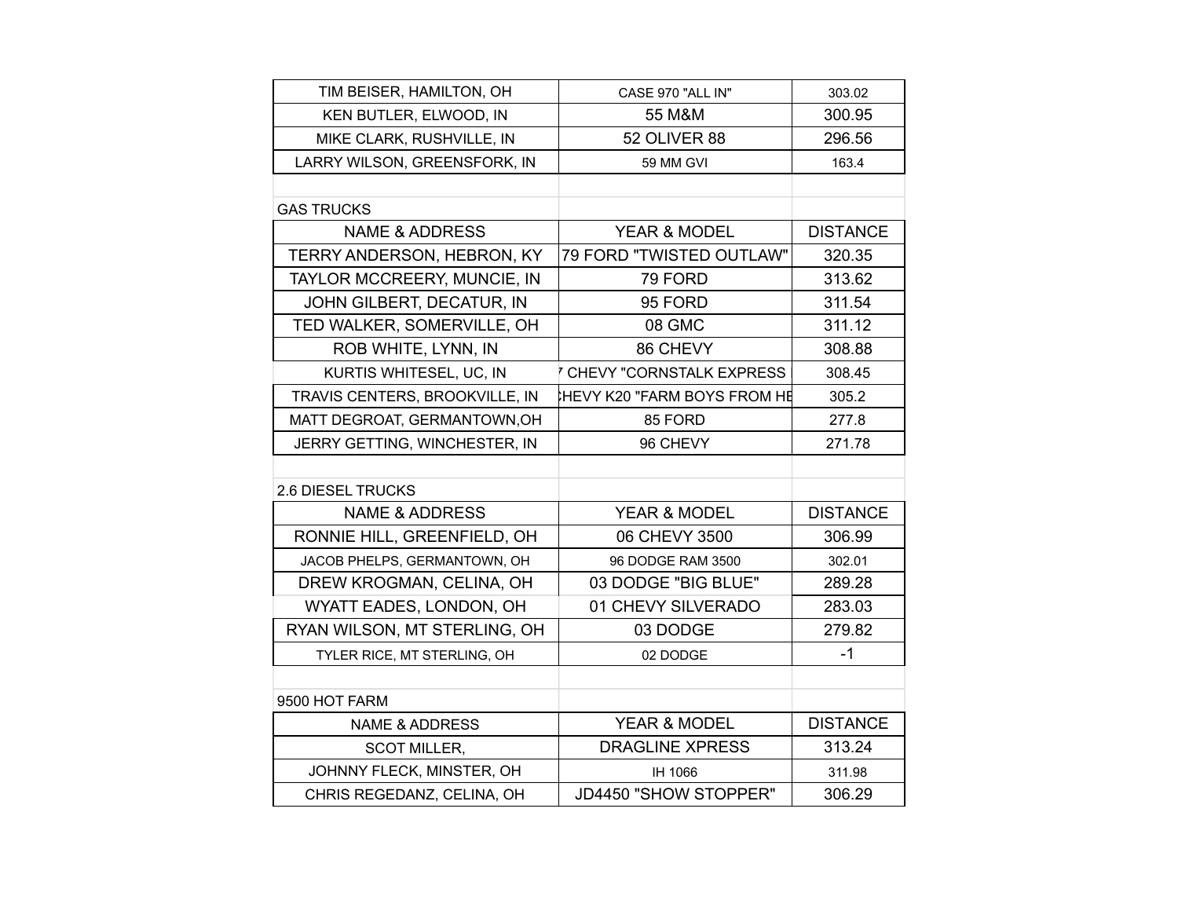| | | |
|---|---|---|
| TIM BEISER, HAMILTON, OH | CASE 970 "ALL IN" | 303.02 |
| KEN BUTLER, ELWOOD, IN | 55 M&M | 300.95 |
| MIKE CLARK, RUSHVILLE, IN | 52 OLIVER 88 | 296.56 |
| LARRY WILSON, GREENSFORK, IN | 59 MM GVI | 163.4 |

GAS TRUCKS

| NAME & ADDRESS | YEAR & MODEL | DISTANCE |
|---|---|---|
| TERRY ANDERSON, HEBRON, KY | 79 FORD "TWISTED OUTLAW" | 320.35 |
| TAYLOR MCCREERY, MUNCIE, IN | 79 FORD | 313.62 |
| JOHN GILBERT, DECATUR, IN | 95 FORD | 311.54 |
| TED WALKER, SOMERVILLE, OH | 08 GMC | 311.12 |
| ROB WHITE, LYNN, IN | 86 CHEVY | 308.88 |
| KURTIS WHITESEL, UC, IN | 7 CHEVY "CORNSTALK EXPRESS | 308.45 |
| TRAVIS CENTERS, BROOKVILLE, IN | HEVY K20 "FARM BOYS FROM HE | 305.2 |
| MATT DEGROAT, GERMANTOWN,OH | 85 FORD | 277.8 |
| JERRY GETTING, WINCHESTER, IN | 96 CHEVY | 271.78 |

2.6 DIESEL TRUCKS

| NAME & ADDRESS | YEAR & MODEL | DISTANCE |
|---|---|---|
| RONNIE HILL, GREENFIELD, OH | 06 CHEVY 3500 | 306.99 |
| JACOB PHELPS, GERMANTOWN, OH | 96 DODGE RAM 3500 | 302.01 |
| DREW KROGMAN, CELINA, OH | 03 DODGE "BIG BLUE" | 289.28 |
| WYATT EADES, LONDON, OH | 01 CHEVY SILVERADO | 283.03 |
| RYAN WILSON, MT STERLING, OH | 03 DODGE | 279.82 |
| TYLER RICE, MT STERLING, OH | 02 DODGE | -1 |

9500 HOT FARM

| NAME & ADDRESS | YEAR & MODEL | DISTANCE |
|---|---|---|
| SCOT MILLER, | DRAGLINE XPRESS | 313.24 |
| JOHNNY FLECK, MINSTER, OH | IH 1066 | 311.98 |
| CHRIS REGEDANZ, CELINA, OH | JD4450 "SHOW STOPPER" | 306.29 |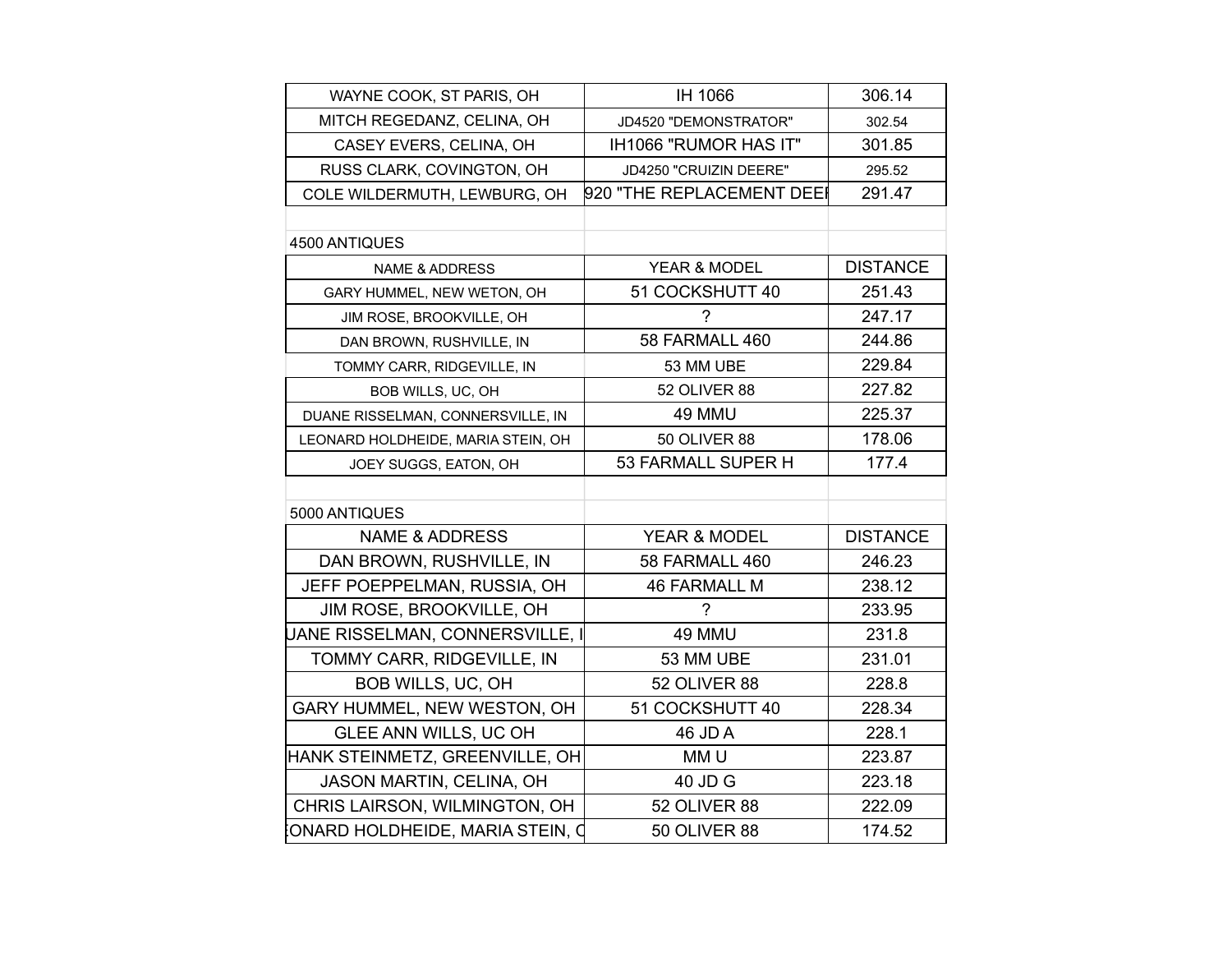| WAYNE COOK, ST PARIS, OH | IH 1066 | 306.14 |
|---|---|---|
| MITCH REGEDANZ, CELINA, OH | JD4520 "DEMONSTRATOR" | 302.54 |
| CASEY EVERS, CELINA, OH | IH1066 "RUMOR HAS IT" | 301.85 |
| RUSS CLARK, COVINGTON, OH | JD4250 "CRUIZIN DEERE" | 295.52 |
| COLE WILDERMUTH, LEWBURG, OH | 920 "THE REPLACEMENT DEE | 291.47 |

4500 ANTIQUES

| NAME & ADDRESS | YEAR & MODEL | DISTANCE |
|---|---|---|
| GARY HUMMEL, NEW WETON, OH | 51 COCKSHUTT 40 | 251.43 |
| JIM ROSE, BROOKVILLE, OH | ? | 247.17 |
| DAN BROWN, RUSHVILLE, IN | 58 FARMALL 460 | 244.86 |
| TOMMY CARR, RIDGEVILLE, IN | 53 MM UBE | 229.84 |
| BOB WILLS, UC, OH | 52 OLIVER 88 | 227.82 |
| DUANE RISSELMAN, CONNERSVILLE, IN | 49 MMU | 225.37 |
| LEONARD HOLDHEIDE, MARIA STEIN, OH | 50 OLIVER 88 | 178.06 |
| JOEY SUGGS, EATON, OH | 53 FARMALL SUPER H | 177.4 |

5000 ANTIQUES

| NAME & ADDRESS | YEAR & MODEL | DISTANCE |
|---|---|---|
| DAN BROWN, RUSHVILLE, IN | 58 FARMALL 460 | 246.23 |
| JEFF POEPPELMAN, RUSSIA, OH | 46 FARMALL M | 238.12 |
| JIM ROSE, BROOKVILLE, OH | ? | 233.95 |
| UANE RISSELMAN, CONNERSVILLE, I | 49 MMU | 231.8 |
| TOMMY CARR, RIDGEVILLE, IN | 53 MM UBE | 231.01 |
| BOB WILLS, UC, OH | 52 OLIVER 88 | 228.8 |
| GARY HUMMEL, NEW WESTON, OH | 51 COCKSHUTT 40 | 228.34 |
| GLEE ANN WILLS, UC OH | 46 JD A | 228.1 |
| HANK STEINMETZ, GREENVILLE, OH | MM U | 223.87 |
| JASON MARTIN, CELINA, OH | 40 JD G | 223.18 |
| CHRIS LAIRSON, WILMINGTON, OH | 52 OLIVER 88 | 222.09 |
| ONARD HOLDHEIDE, MARIA STEIN, C | 50 OLIVER 88 | 174.52 |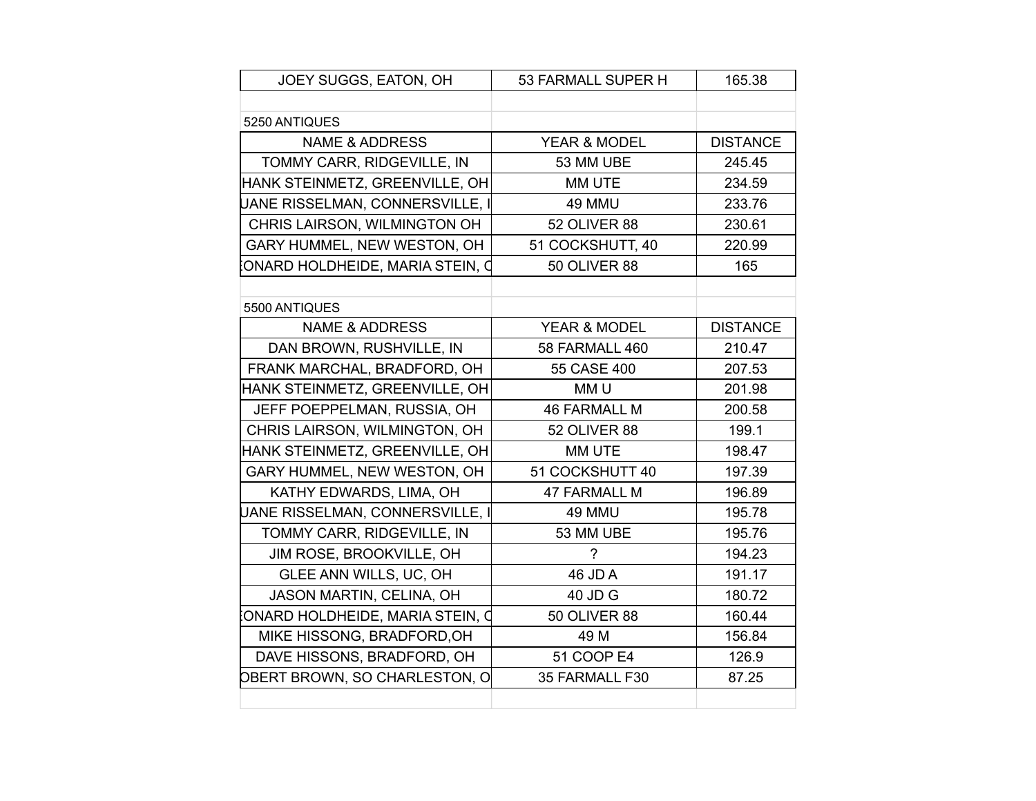| JOEY SUGGS, EATON, OH | 53 FARMALL SUPER H | 165.38 |
|---|---|---|

5250 ANTIQUES

| NAME & ADDRESS | YEAR & MODEL | DISTANCE |
|---|---|---|
| TOMMY CARR, RIDGEVILLE, IN | 53 MM UBE | 245.45 |
| HANK STEINMETZ, GREENVILLE, OH | MM UTE | 234.59 |
| UANE RISSELMAN, CONNERSVILLE, I | 49 MMU | 233.76 |
| CHRIS LAIRSON, WILMINGTON OH | 52 OLIVER 88 | 230.61 |
| GARY HUMMEL, NEW WESTON, OH | 51 COCKSHUTT, 40 | 220.99 |
| ONARD HOLDHEIDE, MARIA STEIN, C | 50 OLIVER 88 | 165 |

5500 ANTIQUES

| NAME & ADDRESS | YEAR & MODEL | DISTANCE |
|---|---|---|
| DAN BROWN, RUSHVILLE, IN | 58 FARMALL 460 | 210.47 |
| FRANK MARCHAL, BRADFORD, OH | 55 CASE 400 | 207.53 |
| HANK STEINMETZ, GREENVILLE, OH | MM U | 201.98 |
| JEFF POEPPELMAN, RUSSIA, OH | 46 FARMALL M | 200.58 |
| CHRIS LAIRSON, WILMINGTON, OH | 52 OLIVER 88 | 199.1 |
| HANK STEINMETZ, GREENVILLE, OH | MM UTE | 198.47 |
| GARY HUMMEL, NEW WESTON, OH | 51 COCKSHUTT 40 | 197.39 |
| KATHY EDWARDS, LIMA, OH | 47 FARMALL M | 196.89 |
| UANE RISSELMAN, CONNERSVILLE, I | 49 MMU | 195.78 |
| TOMMY CARR, RIDGEVILLE, IN | 53 MM UBE | 195.76 |
| JIM ROSE, BROOKVILLE, OH | ? | 194.23 |
| GLEE ANN WILLS, UC, OH | 46 JD A | 191.17 |
| JASON MARTIN, CELINA, OH | 40 JD G | 180.72 |
| ONARD HOLDHEIDE, MARIA STEIN, C | 50 OLIVER 88 | 160.44 |
| MIKE HISSONG, BRADFORD,OH | 49 M | 156.84 |
| DAVE HISSONS, BRADFORD, OH | 51 COOP E4 | 126.9 |
| OBERT BROWN, SO CHARLESTON, O | 35 FARMALL F30 | 87.25 |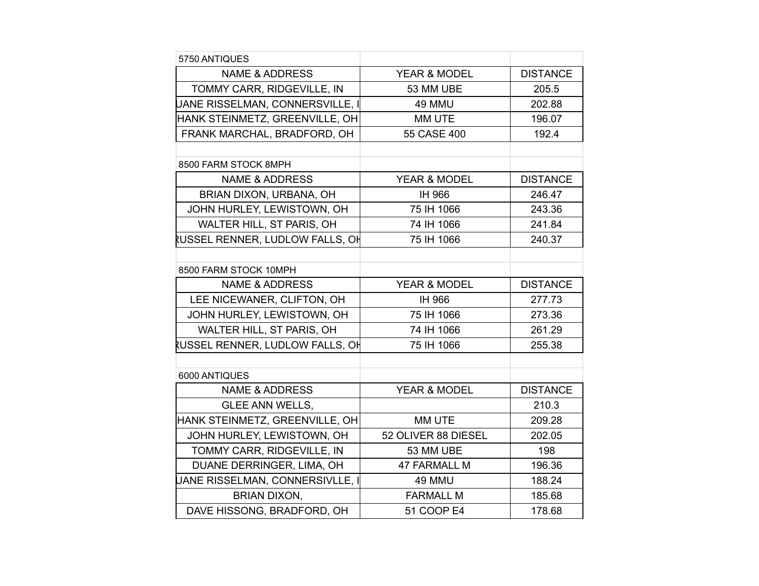## 5750 ANTIQUES

| NAME & ADDRESS | YEAR & MODEL | DISTANCE |
|---|---|---|
| TOMMY CARR, RIDGEVILLE, IN | 53 MM UBE | 205.5 |
| UANE RISSELMAN, CONNERSVILLE, I | 49 MMU | 202.88 |
| HANK STEINMETZ, GREENVILLE, OH | MM UTE | 196.07 |
| FRANK MARCHAL, BRADFORD, OH | 55 CASE 400 | 192.4 |

## 8500 FARM STOCK 8MPH

| NAME & ADDRESS | YEAR & MODEL | DISTANCE |
|---|---|---|
| BRIAN DIXON, URBANA, OH | IH 966 | 246.47 |
| JOHN HURLEY, LEWISTOWN, OH | 75 IH 1066 | 243.36 |
| WALTER HILL, ST PARIS, OH | 74 IH 1066 | 241.84 |
| RUSSEL RENNER, LUDLOW FALLS, OH | 75 IH 1066 | 240.37 |

## 8500 FARM STOCK 10MPH

| NAME & ADDRESS | YEAR & MODEL | DISTANCE |
|---|---|---|
| LEE NICEWANER, CLIFTON, OH | IH 966 | 277.73 |
| JOHN HURLEY, LEWISTOWN, OH | 75 IH 1066 | 273.36 |
| WALTER HILL, ST PARIS, OH | 74 IH 1066 | 261.29 |
| RUSSEL RENNER, LUDLOW FALLS, OH | 75 IH 1066 | 255.38 |

## 6000 ANTIQUES

| NAME & ADDRESS | YEAR & MODEL | DISTANCE |
|---|---|---|
| GLEE ANN WELLS, | | 210.3 |
| HANK STEINMETZ, GREENVILLE, OH | MM UTE | 209.28 |
| JOHN HURLEY, LEWISTOWN, OH | 52 OLIVER 88 DIESEL | 202.05 |
| TOMMY CARR, RIDGEVILLE, IN | 53 MM UBE | 198 |
| DUANE DERRINGER, LIMA, OH | 47 FARMALL M | 196.36 |
| UANE RISSELMAN, CONNERSIVLLE, I | 49 MMU | 188.24 |
| BRIAN DIXON, | FARMALL M | 185.68 |
| DAVE HISSONG, BRADFORD, OH | 51 COOP E4 | 178.68 |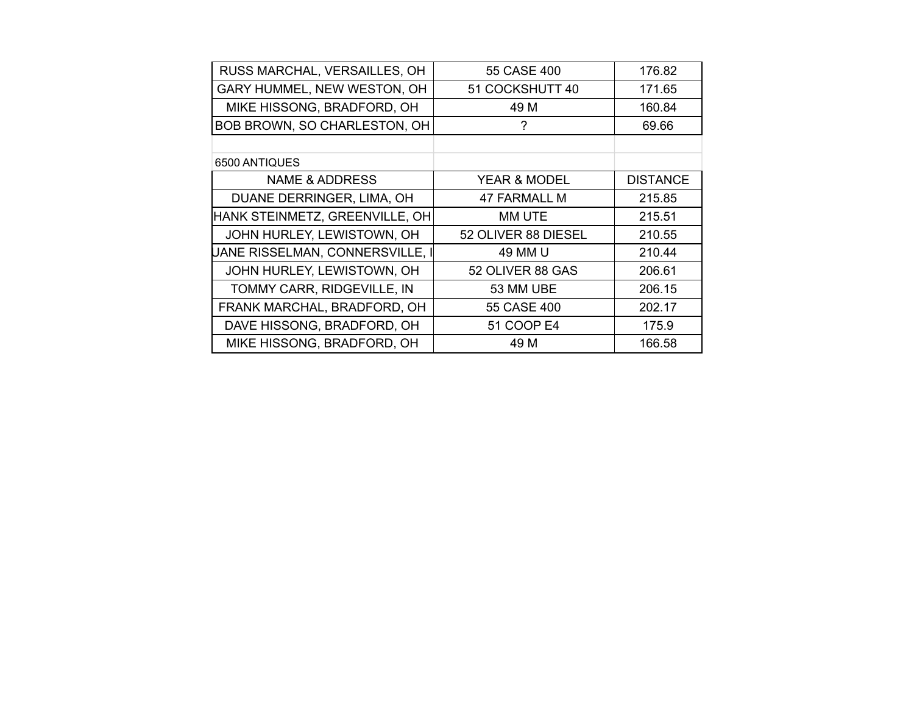| | | |
|---|---|---|
| RUSS MARCHAL, VERSAILLES, OH | 55 CASE 400 | 176.82 |
| GARY HUMMEL, NEW WESTON, OH | 51 COCKSHUTT 40 | 171.65 |
| MIKE HISSONG, BRADFORD, OH | 49 M | 160.84 |
| BOB BROWN, SO CHARLESTON, OH | ? | 69.66 |

6500 ANTIQUES

| NAME & ADDRESS | YEAR & MODEL | DISTANCE |
|---|---|---|
| DUANE DERRINGER, LIMA, OH | 47 FARMALL M | 215.85 |
| HANK STEINMETZ, GREENVILLE, OH | MM UTE | 215.51 |
| JOHN HURLEY, LEWISTOWN, OH | 52 OLIVER 88 DIESEL | 210.55 |
| UANE RISSELMAN, CONNERSVILLE, I | 49 MM U | 210.44 |
| JOHN HURLEY, LEWISTOWN, OH | 52 OLIVER 88 GAS | 206.61 |
| TOMMY CARR, RIDGEVILLE, IN | 53 MM UBE | 206.15 |
| FRANK MARCHAL, BRADFORD, OH | 55 CASE 400 | 202.17 |
| DAVE HISSONG, BRADFORD, OH | 51 COOP E4 | 175.9 |
| MIKE HISSONG, BRADFORD, OH | 49 M | 166.58 |